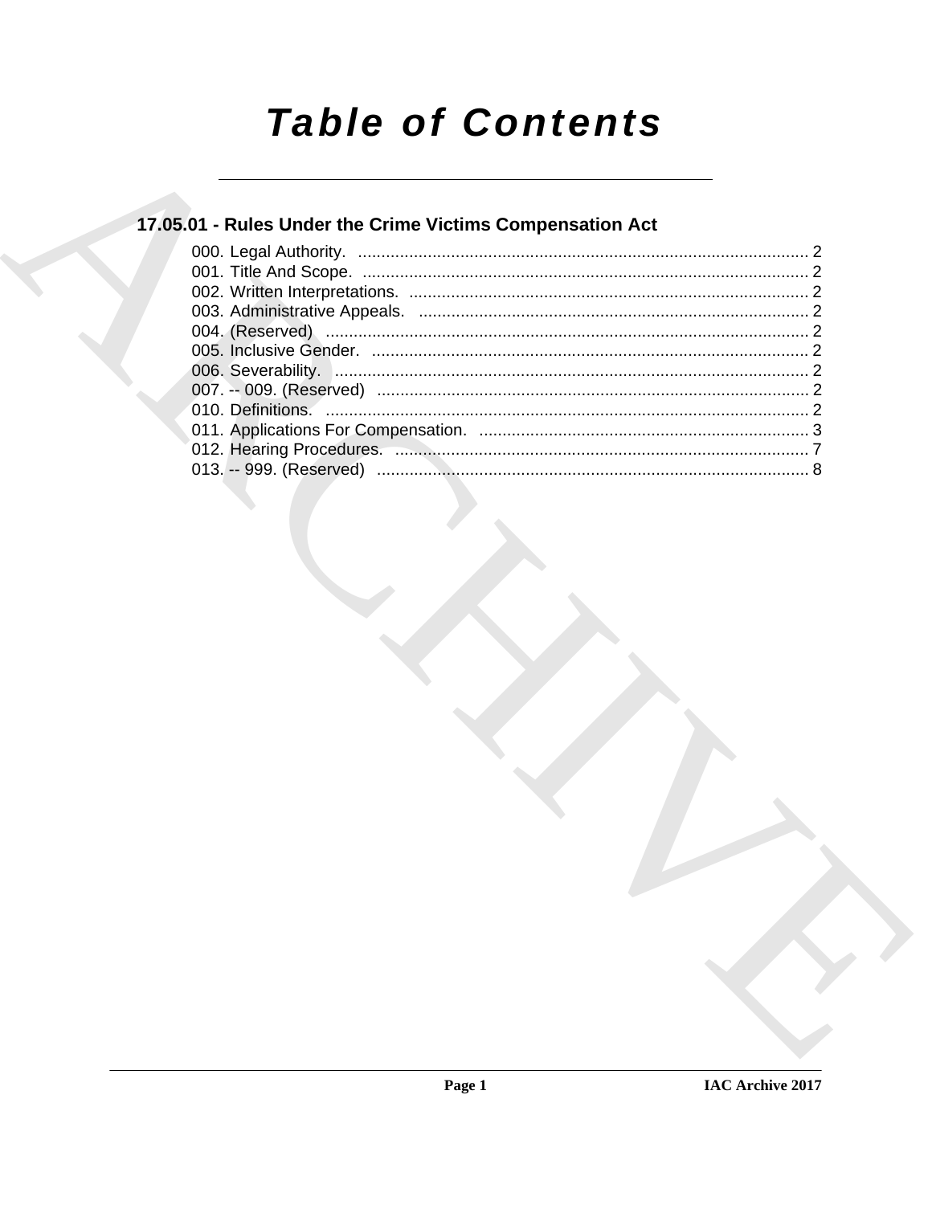# Table of Contents

## 17.05.01 - Rules Under the Crime Victims Compensation Act

000. Legal Authority. ........................................................................................ 2
001. Title And Scope. ........................................................................................ 2
002. Written Interpretations. ........................................................................................ 2
003. Administrative Appeals. ........................................................................................ 2
004. (Reserved) ........................................................................................ 2
005. Inclusive Gender. ........................................................................................ 2
006. Severability. ........................................................................................ 2
007. -- 009. (Reserved) ........................................................................................ 2
010. Definitions. ........................................................................................ 2
011. Applications For Compensation. ........................................................................................ 3
012. Hearing Procedures. ........................................................................................ 7
013. -- 999. (Reserved) ........................................................................................ 8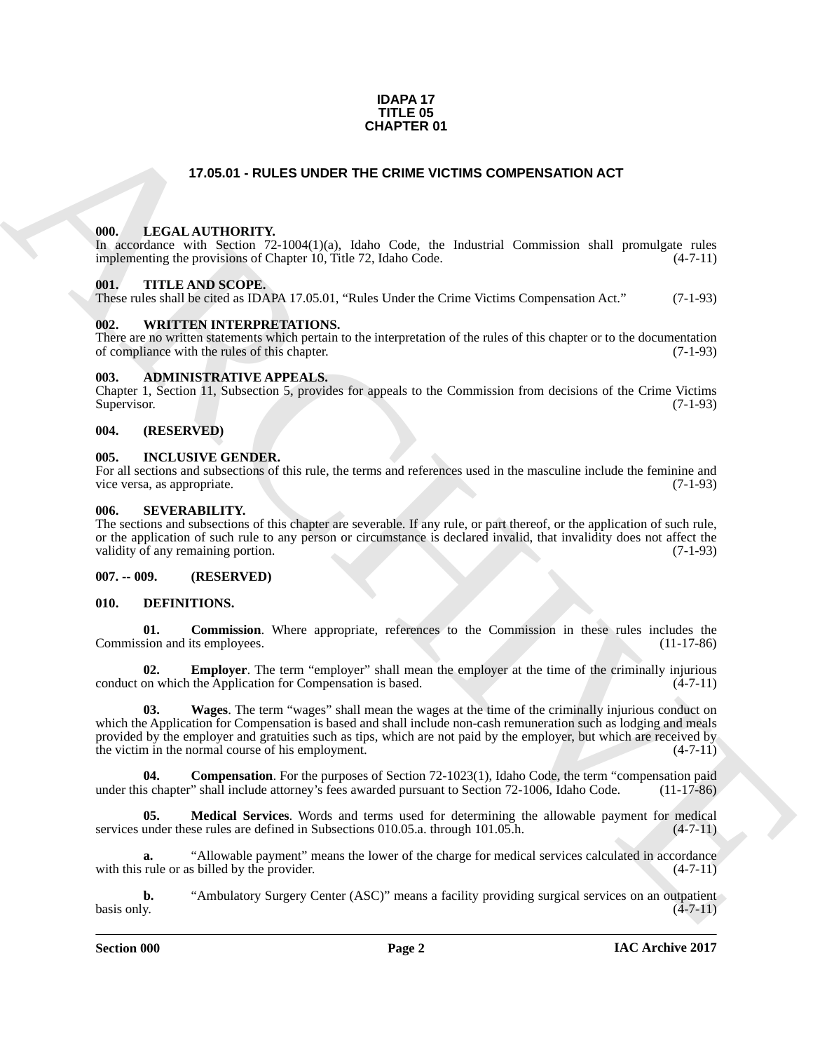**IDAPA 17**
**TITLE 05**
**CHAPTER 01**

# 17.05.01 - RULES UNDER THE CRIME VICTIMS COMPENSATION ACT

## 000. LEGAL AUTHORITY.

In accordance with Section 72-1004(1)(a), Idaho Code, the Industrial Commission shall promulgate rules implementing the provisions of Chapter 10, Title 72, Idaho Code. (4-7-11)

## 001. TITLE AND SCOPE.

These rules shall be cited as IDAPA 17.05.01, "Rules Under the Crime Victims Compensation Act." (7-1-93)

## 002. WRITTEN INTERPRETATIONS.

There are no written statements which pertain to the interpretation of the rules of this chapter or to the documentation of compliance with the rules of this chapter. (7-1-93)

## 003. ADMINISTRATIVE APPEALS.

Chapter 1, Section 11, Subsection 5, provides for appeals to the Commission from decisions of the Crime Victims Supervisor. (7-1-93)

## 004. (RESERVED)

## 005. INCLUSIVE GENDER.

For all sections and subsections of this rule, the terms and references used in the masculine include the feminine and vice versa, as appropriate. (7-1-93)

## 006. SEVERABILITY.

The sections and subsections of this chapter are severable. If any rule, or part thereof, or the application of such rule, or the application of such rule to any person or circumstance is declared invalid, that invalidity does not affect the validity of any remaining portion. (7-1-93)

## 007. -- 009. (RESERVED)

## 010. DEFINITIONS.

**01. Commission**. Where appropriate, references to the Commission in these rules includes the Commission and its employees. (11-17-86)

**02. Employer**. The term "employer" shall mean the employer at the time of the criminally injurious conduct on which the Application for Compensation is based. (4-7-11)

**03. Wages**. The term "wages" shall mean the wages at the time of the criminally injurious conduct on which the Application for Compensation is based and shall include non-cash remuneration such as lodging and meals provided by the employer and gratuities such as tips, which are not paid by the employer, but which are received by the victim in the normal course of his employment. (4-7-11)

**04. Compensation**. For the purposes of Section 72-1023(1), Idaho Code, the term "compensation paid under this chapter" shall include attorney's fees awarded pursuant to Section 72-1006, Idaho Code. (11-17-86)

**05. Medical Services**. Words and terms used for determining the allowable payment for medical services under these rules are defined in Subsections 010.05.a. through 101.05.h. (4-7-11)

**a.** "Allowable payment" means the lower of the charge for medical services calculated in accordance with this rule or as billed by the provider. (4-7-11)

**b.** "Ambulatory Surgery Center (ASC)" means a facility providing surgical services on an outpatient basis only. (4-7-11)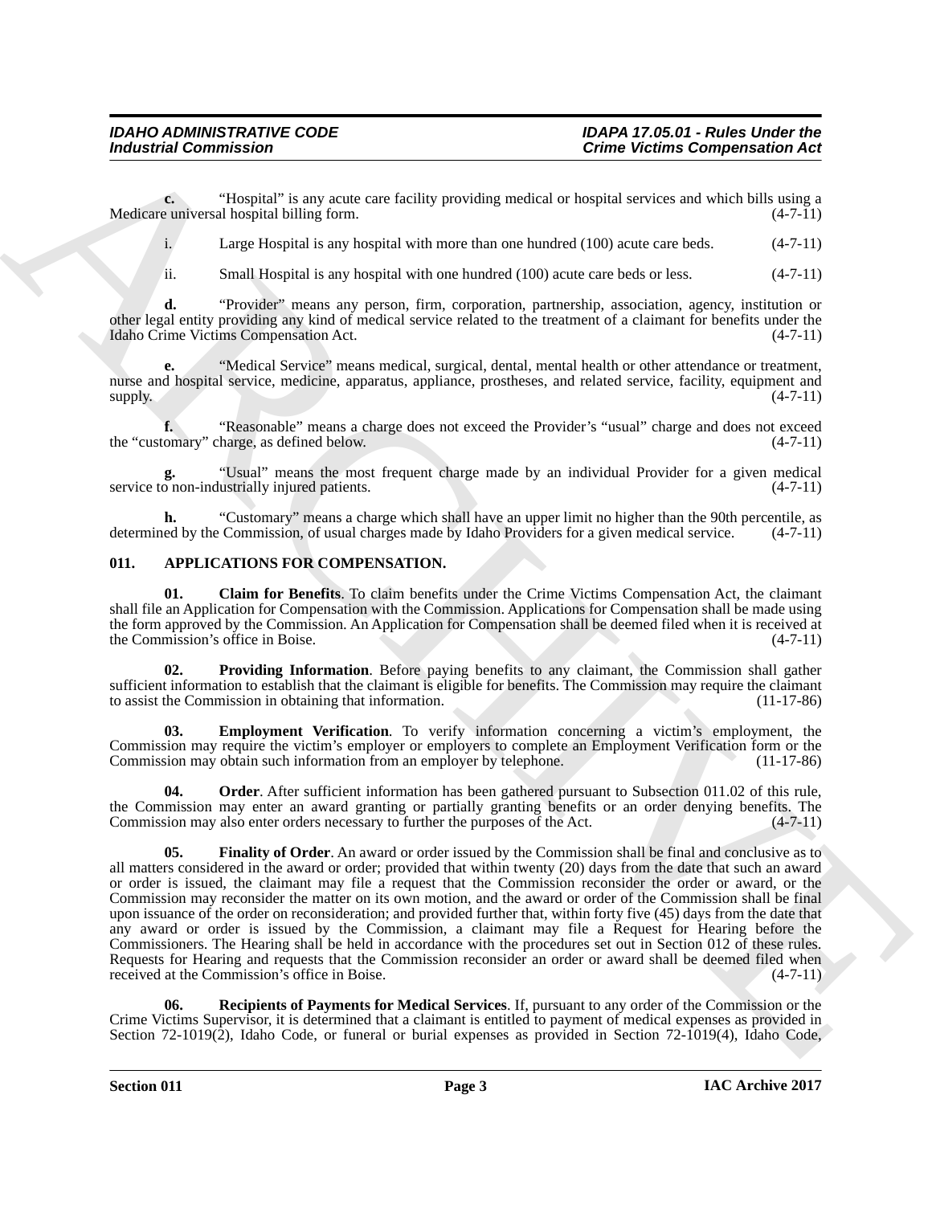**c.** "Hospital" is any acute care facility providing medical or hospital services and which bills using a Medicare universal hospital billing form. (4-7-11)

i. Large Hospital is any hospital with more than one hundred (100) acute care beds. (4-7-11)

ii. Small Hospital is any hospital with one hundred (100) acute care beds or less. (4-7-11)

**d.** "Provider" means any person, firm, corporation, partnership, association, agency, institution or other legal entity providing any kind of medical service related to the treatment of a claimant for benefits under the Idaho Crime Victims Compensation Act. (4-7-11)

**e.** "Medical Service" means medical, surgical, dental, mental health or other attendance or treatment, nurse and hospital service, medicine, apparatus, appliance, prostheses, and related service, facility, equipment and supply. (4-7-11)

**f.** "Reasonable" means a charge does not exceed the Provider's "usual" charge and does not exceed the "customary" charge, as defined below. (4-7-11)

**g.** "Usual" means the most frequent charge made by an individual Provider for a given medical service to non-industrially injured patients. (4-7-11)

**h.** "Customary" means a charge which shall have an upper limit no higher than the 90th percentile, as determined by the Commission, of usual charges made by Idaho Providers for a given medical service. (4-7-11)

## 011. APPLICATIONS FOR COMPENSATION.

**01. Claim for Benefits**. To claim benefits under the Crime Victims Compensation Act, the claimant shall file an Application for Compensation with the Commission. Applications for Compensation shall be made using the form approved by the Commission. An Application for Compensation shall be deemed filed when it is received at the Commission's office in Boise. (4-7-11)

**02. Providing Information**. Before paying benefits to any claimant, the Commission shall gather sufficient information to establish that the claimant is eligible for benefits. The Commission may require the claimant to assist the Commission in obtaining that information. (11-17-86)

**03. Employment Verification**. To verify information concerning a victim's employment, the Commission may require the victim's employer or employers to complete an Employment Verification form or the Commission may obtain such information from an employer by telephone. (11-17-86)

**04. Order**. After sufficient information has been gathered pursuant to Subsection 011.02 of this rule, the Commission may enter an award granting or partially granting benefits or an order denying benefits. The Commission may also enter orders necessary to further the purposes of the Act. (4-7-11)

**05. Finality of Order**. An award or order issued by the Commission shall be final and conclusive as to all matters considered in the award or order; provided that within twenty (20) days from the date that such an award or order is issued, the claimant may file a request that the Commission reconsider the order or award, or the Commission may reconsider the matter on its own motion, and the award or order of the Commission shall be final upon issuance of the order on reconsideration; and provided further that, within forty five (45) days from the date that any award or order is issued by the Commission, a claimant may file a Request for Hearing before the Commissioners. The Hearing shall be held in accordance with the procedures set out in Section 012 of these rules. Requests for Hearing and requests that the Commission reconsider an order or award shall be deemed filed when received at the Commission's office in Boise. (4-7-11)

**06. Recipients of Payments for Medical Services**. If, pursuant to any order of the Commission or the Crime Victims Supervisor, it is determined that a claimant is entitled to payment of medical expenses as provided in Section 72-1019(2), Idaho Code, or funeral or burial expenses as provided in Section 72-1019(4), Idaho Code,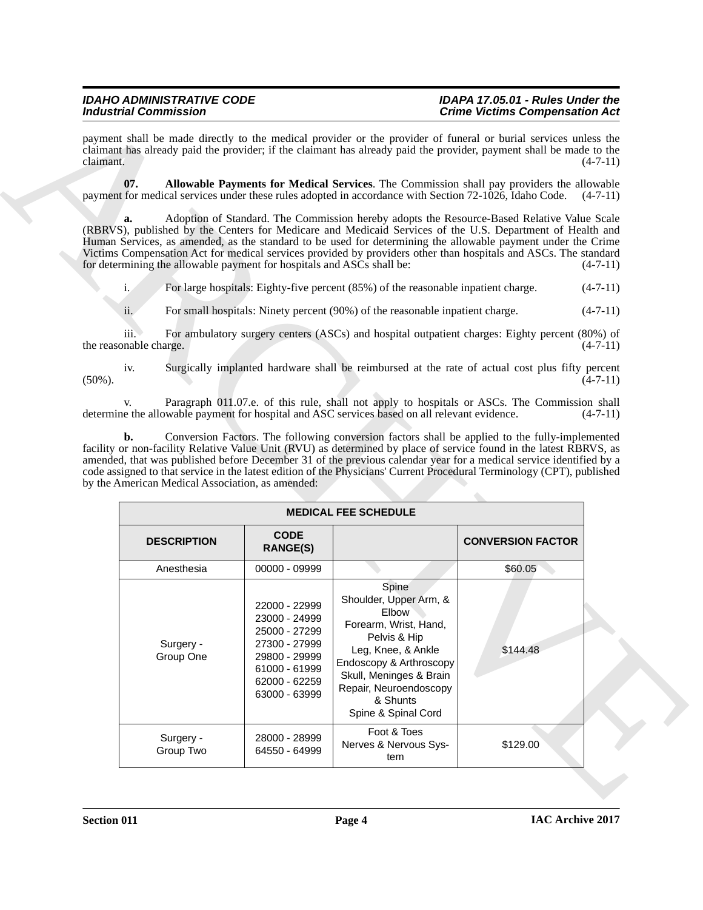payment shall be made directly to the medical provider or the provider of funeral or burial services unless the claimant has already paid the provider; if the claimant has already paid the provider, payment shall be made to the claimant. (4-7-11)

**07. Allowable Payments for Medical Services**. The Commission shall pay providers the allowable payment for medical services under these rules adopted in accordance with Section 72-1026, Idaho Code. (4-7-11)

**a.** Adoption of Standard. The Commission hereby adopts the Resource-Based Relative Value Scale (RBRVS), published by the Centers for Medicare and Medicaid Services of the U.S. Department of Health and Human Services, as amended, as the standard to be used for determining the allowable payment under the Crime Victims Compensation Act for medical services provided by providers other than hospitals and ASCs. The standard for determining the allowable payment for hospitals and ASCs shall be: (4-7-11)

i. For large hospitals: Eighty-five percent (85%) of the reasonable inpatient charge. (4-7-11)

ii. For small hospitals: Ninety percent (90%) of the reasonable inpatient charge. (4-7-11)

iii. For ambulatory surgery centers (ASCs) and hospital outpatient charges: Eighty percent (80%) of the reasonable charge. (4-7-11)

iv. Surgically implanted hardware shall be reimbursed at the rate of actual cost plus fifty percent (50%). (4-7-11)

v. Paragraph 011.07.e. of this rule, shall not apply to hospitals or ASCs. The Commission shall determine the allowable payment for hospital and ASC services based on all relevant evidence. (4-7-11)

**b.** Conversion Factors. The following conversion factors shall be applied to the fully-implemented facility or non-facility Relative Value Unit (RVU) as determined by place of service found in the latest RBRVS, as amended, that was published before December 31 of the previous calendar year for a medical service identified by a code assigned to that service in the latest edition of the Physicians' Current Procedural Terminology (CPT), published by the American Medical Association, as amended:

| MEDICAL FEE SCHEDULE | | | |
|---|---|---|---|
| **DESCRIPTION** | **CODE RANGE(S)** | | **CONVERSION FACTOR** |
| Anesthesia | 00000 - 09999 | | $60.05 |
| Surgery - Group One | 22000 - 22999<br>23000 - 24999<br>25000 - 27299<br>27300 - 27999<br>29800 - 29999<br>61000 - 61999<br>62000 - 62259<br>63000 - 63999 | Spine<br>Shoulder, Upper Arm, & Elbow<br>Forearm, Wrist, Hand, Pelvis & Hip<br>Leg, Knee, & Ankle<br>Endoscopy & Arthroscopy<br>Skull, Meninges & Brain<br>Repair, Neuroendoscopy & Shunts<br>Spine & Spinal Cord | $144.48 |
| Surgery - Group Two | 28000 - 28999<br>64550 - 64999 | Foot & Toes<br>Nerves & Nervous System | $129.00 |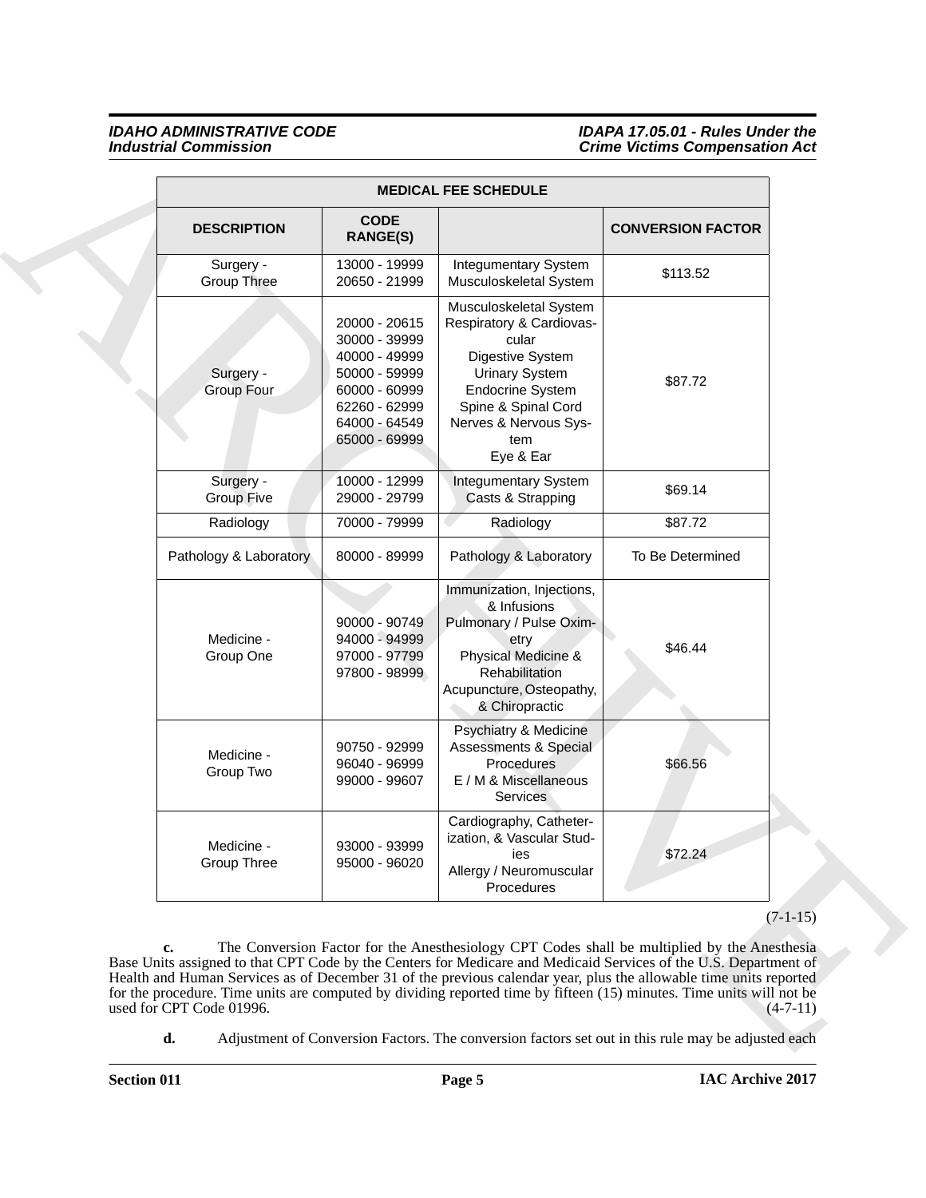| MEDICAL FEE SCHEDULE | | | |
|---|---|---|---|
| **DESCRIPTION** | **CODE RANGE(S)** | | **CONVERSION FACTOR** |
| Surgery - Group Three | 13000 - 19999<br>20650 - 21999 | Integumentary System<br>Musculoskeletal System | $113.52 |
| Surgery - Group Four | 20000 - 20615<br>30000 - 39999<br>40000 - 49999<br>50000 - 59999<br>60000 - 60999<br>62260 - 62999<br>64000 - 64549<br>65000 - 69999 | Musculoskeletal System<br>Respiratory & Cardiovascular<br>Digestive System<br>Urinary System<br>Endocrine System<br>Spine & Spinal Cord<br>Nerves & Nervous System<br>Eye & Ear | $87.72 |
| Surgery - Group Five | 10000 - 12999<br>29000 - 29799 | Integumentary System<br>Casts & Strapping | $69.14 |
| Radiology | 70000 - 79999 | Radiology | $87.72 |
| Pathology & Laboratory | 80000 - 89999 | Pathology & Laboratory | To Be Determined |
| Medicine - Group One | 90000 - 90749<br>94000 - 94999<br>97000 - 97799<br>97800 - 98999 | Immunization, Injections, & Infusions<br>Pulmonary / Pulse Oximetry<br>Physical Medicine & Rehabilitation<br>Acupuncture, Osteopathy, & Chiropractic | $46.44 |
| Medicine - Group Two | 90750 - 92999<br>96040 - 96999<br>99000 - 99607 | Psychiatry & Medicine Assessments & Special Procedures<br>E / M & Miscellaneous Services | $66.56 |
| Medicine - Group Three | 93000 - 93999<br>95000 - 96020 | Cardiography, Catheterization, & Vascular Studies<br>Allergy / Neuromuscular Procedures | $72.24 |

(7-1-15)

**c.** The Conversion Factor for the Anesthesiology CPT Codes shall be multiplied by the Anesthesia Base Units assigned to that CPT Code by the Centers for Medicare and Medicaid Services of the U.S. Department of Health and Human Services as of December 31 of the previous calendar year, plus the allowable time units reported for the procedure. Time units are computed by dividing reported time by fifteen (15) minutes. Time units will not be used for CPT Code 01996. (4-7-11)

**d.** Adjustment of Conversion Factors. The conversion factors set out in this rule may be adjusted each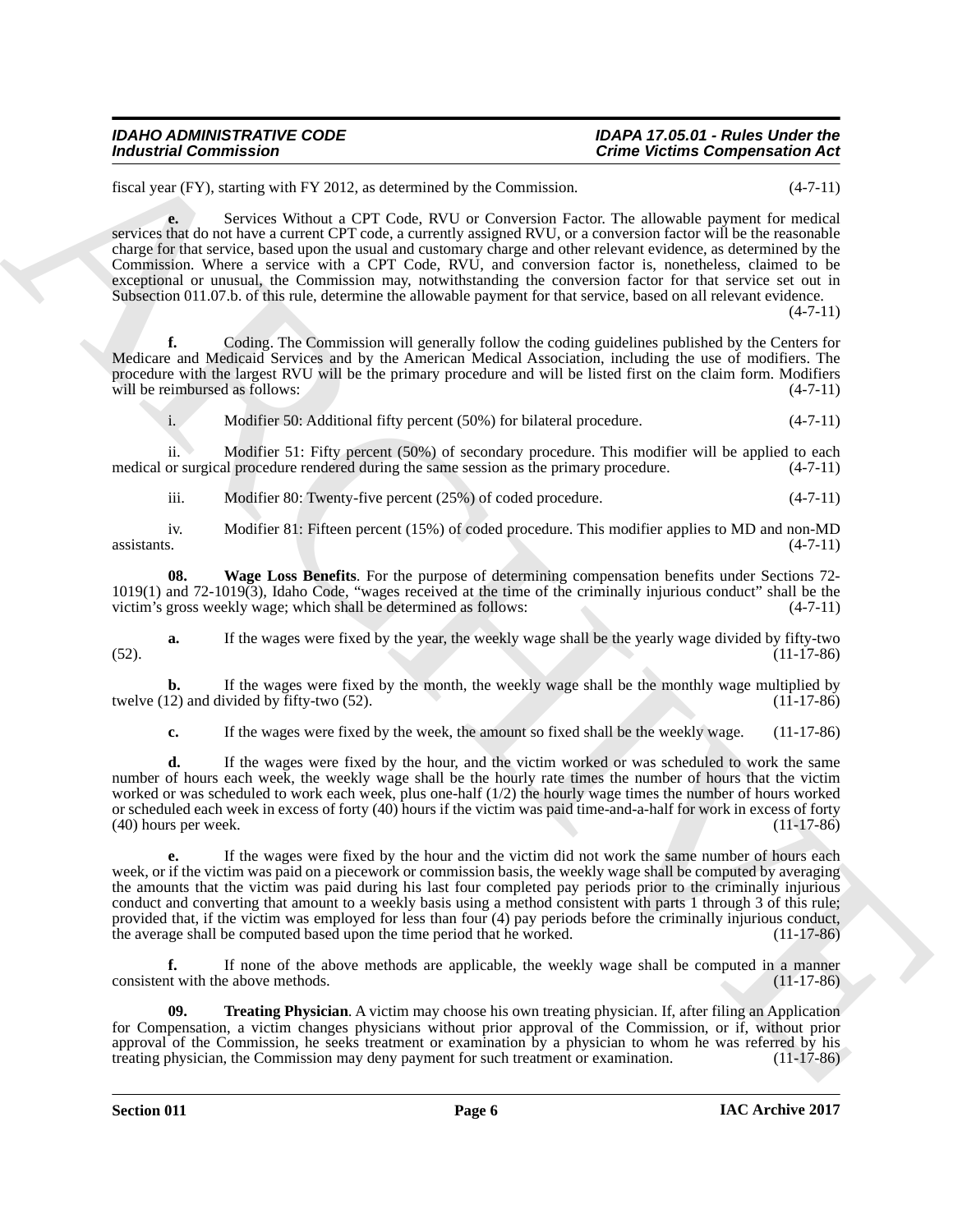fiscal year (FY), starting with FY 2012, as determined by the Commission. (4-7-11)

**e.** Services Without a CPT Code, RVU or Conversion Factor. The allowable payment for medical services that do not have a current CPT code, a currently assigned RVU, or a conversion factor will be the reasonable charge for that service, based upon the usual and customary charge and other relevant evidence, as determined by the Commission. Where a service with a CPT Code, RVU, and conversion factor is, nonetheless, claimed to be exceptional or unusual, the Commission may, notwithstanding the conversion factor for that service set out in Subsection 011.07.b. of this rule, determine the allowable payment for that service, based on all relevant evidence. (4-7-11)

**f.** Coding. The Commission will generally follow the coding guidelines published by the Centers for Medicare and Medicaid Services and by the American Medical Association, including the use of modifiers. The procedure with the largest RVU will be the primary procedure and will be listed first on the claim form. Modifiers will be reimbursed as follows: (4-7-11)

i. Modifier 50: Additional fifty percent (50%) for bilateral procedure. (4-7-11)

ii. Modifier 51: Fifty percent (50%) of secondary procedure. This modifier will be applied to each medical or surgical procedure rendered during the same session as the primary procedure. (4-7-11)

iii. Modifier 80: Twenty-five percent (25%) of coded procedure. (4-7-11)

iv. Modifier 81: Fifteen percent (15%) of coded procedure. This modifier applies to MD and non-MD assistants. (4-7-11)

**08. Wage Loss Benefits**. For the purpose of determining compensation benefits under Sections 72-1019(1) and 72-1019(3), Idaho Code, "wages received at the time of the criminally injurious conduct" shall be the victim's gross weekly wage; which shall be determined as follows: (4-7-11)

**a.** If the wages were fixed by the year, the weekly wage shall be the yearly wage divided by fifty-two (52). (11-17-86)

**b.** If the wages were fixed by the month, the weekly wage shall be the monthly wage multiplied by twelve (12) and divided by fifty-two (52). (11-17-86)

**c.** If the wages were fixed by the week, the amount so fixed shall be the weekly wage. (11-17-86)

**d.** If the wages were fixed by the hour, and the victim worked or was scheduled to work the same number of hours each week, the weekly wage shall be the hourly rate times the number of hours that the victim worked or was scheduled to work each week, plus one-half (1/2) the hourly wage times the number of hours worked or scheduled each week in excess of forty (40) hours if the victim was paid time-and-a-half for work in excess of forty (40) hours per week. (11-17-86)

**e.** If the wages were fixed by the hour and the victim did not work the same number of hours each week, or if the victim was paid on a piecework or commission basis, the weekly wage shall be computed by averaging the amounts that the victim was paid during his last four completed pay periods prior to the criminally injurious conduct and converting that amount to a weekly basis using a method consistent with parts 1 through 3 of this rule; provided that, if the victim was employed for less than four (4) pay periods before the criminally injurious conduct, the average shall be computed based upon the time period that he worked. (11-17-86)

**f.** If none of the above methods are applicable, the weekly wage shall be computed in a manner consistent with the above methods. (11-17-86)

**09. Treating Physician**. A victim may choose his own treating physician. If, after filing an Application for Compensation, a victim changes physicians without prior approval of the Commission, or if, without prior approval of the Commission, he seeks treatment or examination by a physician to whom he was referred by his treating physician, the Commission may deny payment for such treatment or examination. (11-17-86)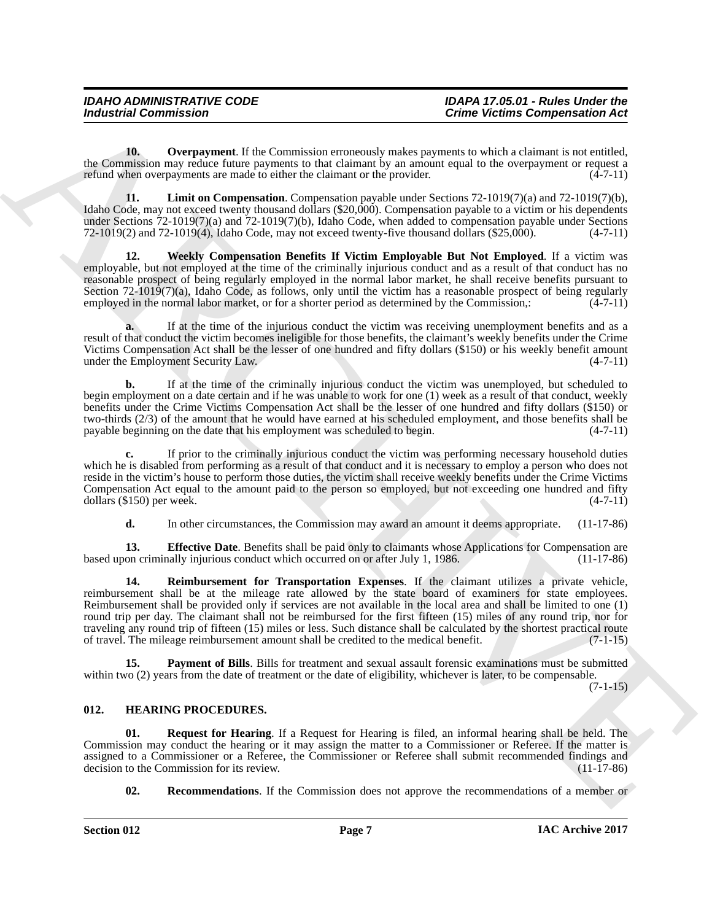**10. Overpayment**. If the Commission erroneously makes payments to which a claimant is not entitled, the Commission may reduce future payments to that claimant by an amount equal to the overpayment or request a refund when overpayments are made to either the claimant or the provider. (4-7-11)

**11. Limit on Compensation**. Compensation payable under Sections 72-1019(7)(a) and 72-1019(7)(b), Idaho Code, may not exceed twenty thousand dollars ($20,000). Compensation payable to a victim or his dependents under Sections 72-1019(7)(a) and 72-1019(7)(b), Idaho Code, when added to compensation payable under Sections 72-1019(2) and 72-1019(4), Idaho Code, may not exceed twenty-five thousand dollars ($25,000). (4-7-11)

**12. Weekly Compensation Benefits If Victim Employable But Not Employed**. If a victim was employable, but not employed at the time of the criminally injurious conduct and as a result of that conduct has no reasonable prospect of being regularly employed in the normal labor market, he shall receive benefits pursuant to Section 72-1019(7)(a), Idaho Code, as follows, only until the victim has a reasonable prospect of being regularly employed in the normal labor market, or for a shorter period as determined by the Commission,: (4-7-11)

**a.** If at the time of the injurious conduct the victim was receiving unemployment benefits and as a result of that conduct the victim becomes ineligible for those benefits, the claimant's weekly benefits under the Crime Victims Compensation Act shall be the lesser of one hundred and fifty dollars ($150) or his weekly benefit amount under the Employment Security Law. (4-7-11)

**b.** If at the time of the criminally injurious conduct the victim was unemployed, but scheduled to begin employment on a date certain and if he was unable to work for one (1) week as a result of that conduct, weekly benefits under the Crime Victims Compensation Act shall be the lesser of one hundred and fifty dollars ($150) or two-thirds (2/3) of the amount that he would have earned at his scheduled employment, and those benefits shall be payable beginning on the date that his employment was scheduled to begin. (4-7-11)

**c.** If prior to the criminally injurious conduct the victim was performing necessary household duties which he is disabled from performing as a result of that conduct and it is necessary to employ a person who does not reside in the victim's house to perform those duties, the victim shall receive weekly benefits under the Crime Victims Compensation Act equal to the amount paid to the person so employed, but not exceeding one hundred and fifty dollars ($150) per week. (4-7-11)

**d.** In other circumstances, the Commission may award an amount it deems appropriate. (11-17-86)

**13. Effective Date**. Benefits shall be paid only to claimants whose Applications for Compensation are based upon criminally injurious conduct which occurred on or after July 1, 1986. (11-17-86)

**14. Reimbursement for Transportation Expenses**. If the claimant utilizes a private vehicle, reimbursement shall be at the mileage rate allowed by the state board of examiners for state employees. Reimbursement shall be provided only if services are not available in the local area and shall be limited to one (1) round trip per day. The claimant shall not be reimbursed for the first fifteen (15) miles of any round trip, nor for traveling any round trip of fifteen (15) miles or less. Such distance shall be calculated by the shortest practical route of travel. The mileage reimbursement amount shall be credited to the medical benefit. (7-1-15)

**15. Payment of Bills**. Bills for treatment and sexual assault forensic examinations must be submitted within two (2) years from the date of treatment or the date of eligibility, whichever is later, to be compensable. (7-1-15)

## 012. HEARING PROCEDURES.

**01. Request for Hearing**. If a Request for Hearing is filed, an informal hearing shall be held. The Commission may conduct the hearing or it may assign the matter to a Commissioner or Referee. If the matter is assigned to a Commissioner or a Referee, the Commissioner or Referee shall submit recommended findings and decision to the Commission for its review. (11-17-86)

**02. Recommendations**. If the Commission does not approve the recommendations of a member or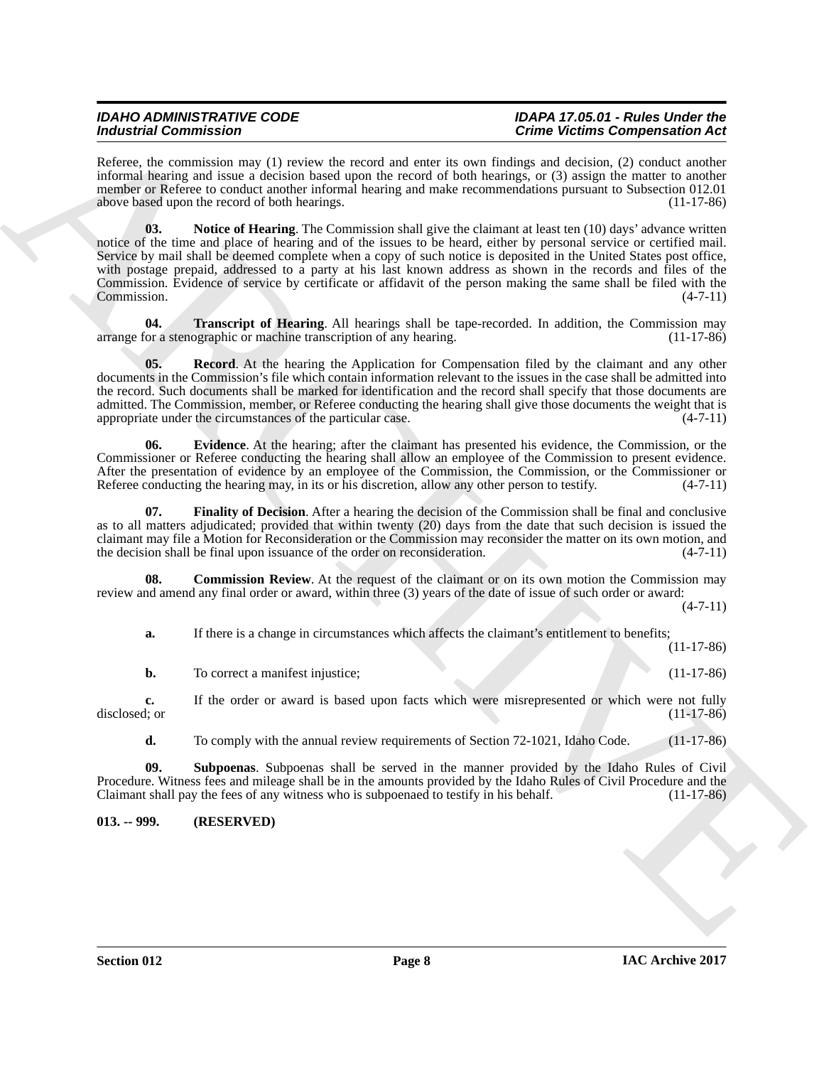Referee, the commission may (1) review the record and enter its own findings and decision, (2) conduct another informal hearing and issue a decision based upon the record of both hearings, or (3) assign the matter to another member or Referee to conduct another informal hearing and make recommendations pursuant to Subsection 012.01 above based upon the record of both hearings. (11-17-86)

**03. Notice of Hearing**. The Commission shall give the claimant at least ten (10) days' advance written notice of the time and place of hearing and of the issues to be heard, either by personal service or certified mail. Service by mail shall be deemed complete when a copy of such notice is deposited in the United States post office, with postage prepaid, addressed to a party at his last known address as shown in the records and files of the Commission. Evidence of service by certificate or affidavit of the person making the same shall be filed with the Commission. (4-7-11)

**04. Transcript of Hearing**. All hearings shall be tape-recorded. In addition, the Commission may arrange for a stenographic or machine transcription of any hearing. (11-17-86)

**05. Record**. At the hearing the Application for Compensation filed by the claimant and any other documents in the Commission's file which contain information relevant to the issues in the case shall be admitted into the record. Such documents shall be marked for identification and the record shall specify that those documents are admitted. The Commission, member, or Referee conducting the hearing shall give those documents the weight that is appropriate under the circumstances of the particular case. (4-7-11)

**06. Evidence**. At the hearing; after the claimant has presented his evidence, the Commission, or the Commissioner or Referee conducting the hearing shall allow an employee of the Commission to present evidence. After the presentation of evidence by an employee of the Commission, the Commission, or the Commissioner or Referee conducting the hearing may, in its or his discretion, allow any other person to testify. (4-7-11)

**07. Finality of Decision**. After a hearing the decision of the Commission shall be final and conclusive as to all matters adjudicated; provided that within twenty (20) days from the date that such decision is issued the claimant may file a Motion for Reconsideration or the Commission may reconsider the matter on its own motion, and the decision shall be final upon issuance of the order on reconsideration. (4-7-11)

**08. Commission Review**. At the request of the claimant or on its own motion the Commission may review and amend any final order or award, within three (3) years of the date of issue of such order or award: (4-7-11)

**a.** If there is a change in circumstances which affects the claimant's entitlement to benefits; (11-17-86)

**b.** To correct a manifest injustice; (11-17-86)

**c.** If the order or award is based upon facts which were misrepresented or which were not fully disclosed; or (11-17-86)

**d.** To comply with the annual review requirements of Section 72-1021, Idaho Code. (11-17-86)

**09. Subpoenas**. Subpoenas shall be served in the manner provided by the Idaho Rules of Civil Procedure. Witness fees and mileage shall be in the amounts provided by the Idaho Rules of Civil Procedure and the Claimant shall pay the fees of any witness who is subpoenaed to testify in his behalf. (11-17-86)

**013. -- 999. (RESERVED)**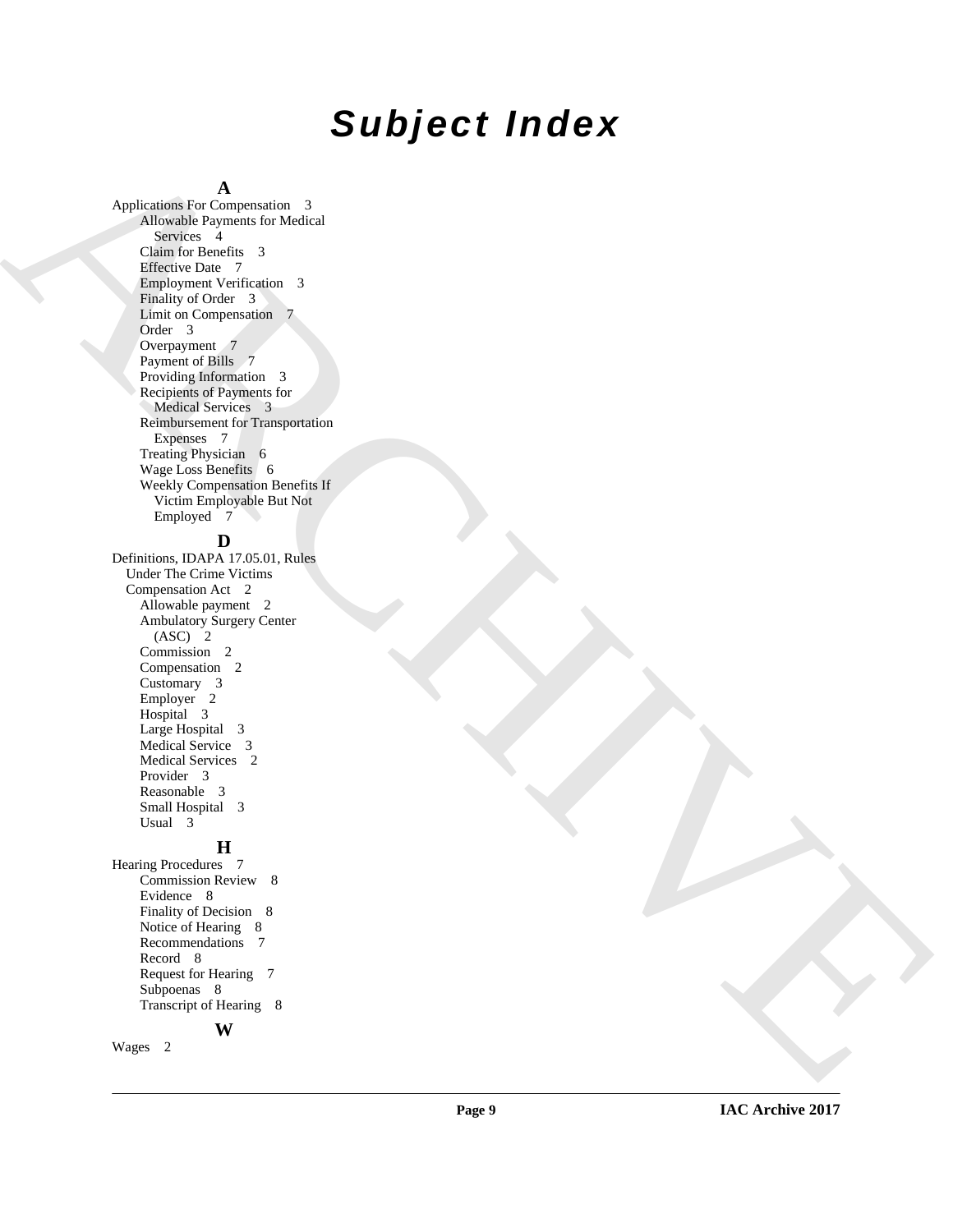# *Subject Index*

## A

Applications For Compensation 3
- Allowable Payments for Medical Services 4
- Claim for Benefits 3
- Effective Date 7
- Employment Verification 3
- Finality of Order 3
- Limit on Compensation 7
- Order 3
- Overpayment 7
- Payment of Bills 7
- Providing Information 3
- Recipients of Payments for Medical Services 3
- Reimbursement for Transportation Expenses 7
- Treating Physician 6
- Wage Loss Benefits 6
- Weekly Compensation Benefits If Victim Employable But Not Employed 7

## D

Definitions, IDAPA 17.05.01, Rules Under The Crime Victims Compensation Act 2
- Allowable payment 2
- Ambulatory Surgery Center (ASC) 2
- Commission 2
- Compensation 2
- Customary 3
- Employer 2
- Hospital 3
- Large Hospital 3
- Medical Service 3
- Medical Services 2
- Provider 3
- Reasonable 3
- Small Hospital 3
- Usual 3

## H

Hearing Procedures 7
- Commission Review 8
- Evidence 8
- Finality of Decision 8
- Notice of Hearing 8
- Recommendations 7
- Record 8
- Request for Hearing 7
- Subpoenas 8
- Transcript of Hearing 8

## W

Wages 2